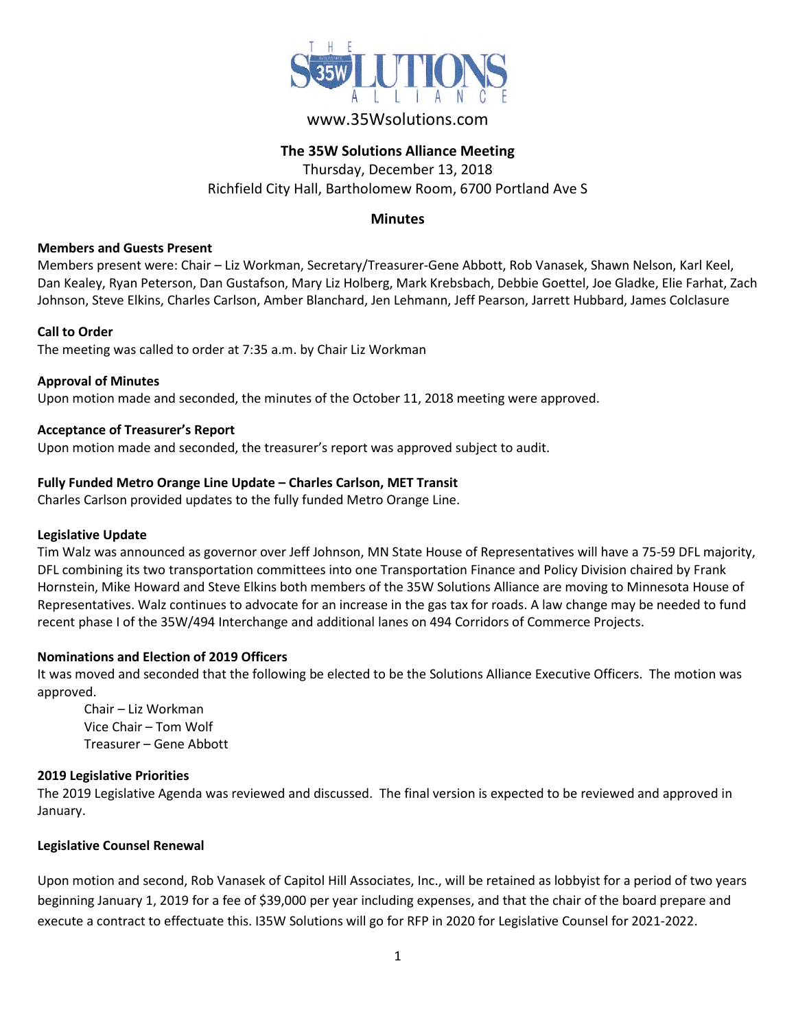www.35Wsolutions.com

# The 35W Solutions Alliance Meeting

Thursday, December 13, 2018
Richfield City Hall, Bartholomew Room, 6700 Portland Ave S

## Minutes

**Members and Guests Present**
Members present were: Chair – Liz Workman, Secretary/Treasurer-Gene Abbott, Rob Vanasek, Shawn Nelson, Karl Keel, Dan Kealey, Ryan Peterson, Dan Gustafson, Mary Liz Holberg, Mark Krebsbach, Debbie Goettel, Joe Gladke, Elie Farhat, Zach Johnson, Steve Elkins, Charles Carlson, Amber Blanchard, Jen Lehmann, Jeff Pearson, Jarrett Hubbard, James Colclasure

**Call to Order**
The meeting was called to order at 7:35 a.m. by Chair Liz Workman

**Approval of Minutes**
Upon motion made and seconded, the minutes of the October 11, 2018 meeting were approved.

**Acceptance of Treasurer's Report**
Upon motion made and seconded, the treasurer's report was approved subject to audit.

**Fully Funded Metro Orange Line Update – Charles Carlson, MET Transit**
Charles Carlson provided updates to the fully funded Metro Orange Line.

**Legislative Update**
Tim Walz was announced as governor over Jeff Johnson, MN State House of Representatives will have a 75-59 DFL majority, DFL combining its two transportation committees into one Transportation Finance and Policy Division chaired by Frank Hornstein, Mike Howard and Steve Elkins both members of the 35W Solutions Alliance are moving to Minnesota House of Representatives. Walz continues to advocate for an increase in the gas tax for roads. A law change may be needed to fund recent phase I of the 35W/494 Interchange and additional lanes on 494 Corridors of Commerce Projects.

**Nominations and Election of 2019 Officers**
It was moved and seconded that the following be elected to be the Solutions Alliance Executive Officers. The motion was approved.

Chair – Liz Workman
Vice Chair – Tom Wolf
Treasurer – Gene Abbott

**2019 Legislative Priorities**
The 2019 Legislative Agenda was reviewed and discussed. The final version is expected to be reviewed and approved in January.

**Legislative Counsel Renewal**

Upon motion and second, Rob Vanasek of Capitol Hill Associates, Inc., will be retained as lobbyist for a period of two years beginning January 1, 2019 for a fee of $39,000 per year including expenses, and that the chair of the board prepare and execute a contract to effectuate this. I35W Solutions will go for RFP in 2020 for Legislative Counsel for 2021-2022.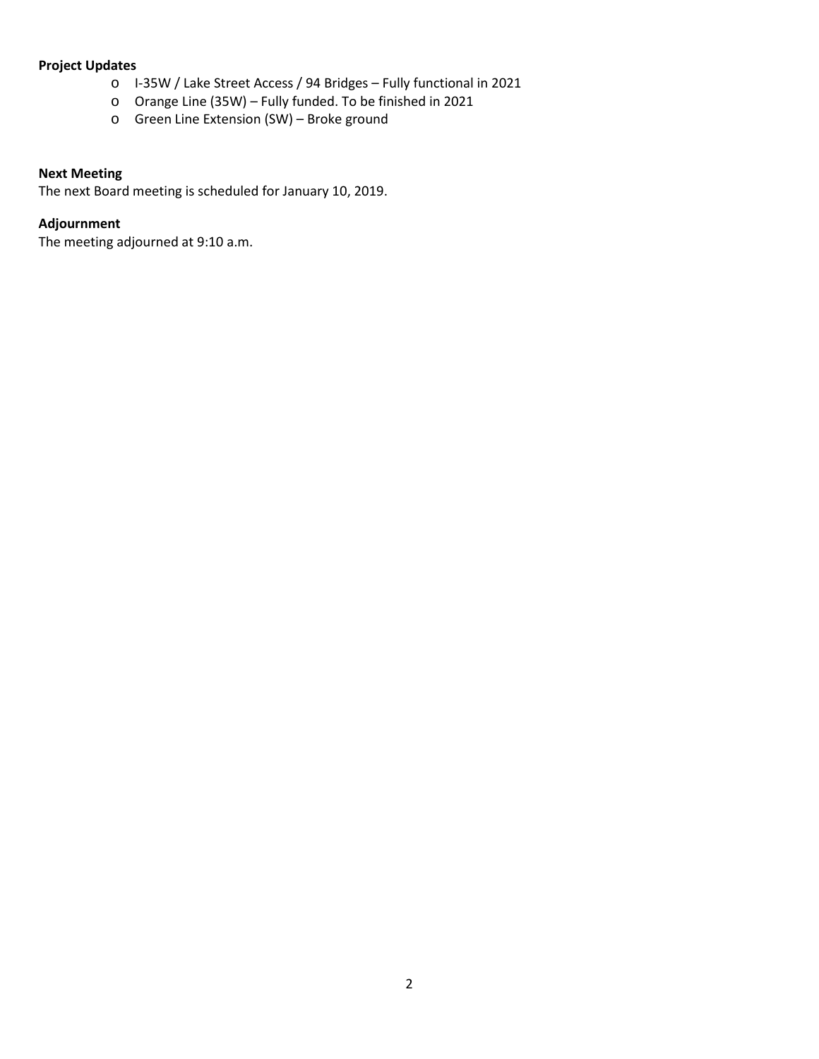**Project Updates**

- I-35W / Lake Street Access / 94 Bridges – Fully functional in 2021
- Orange Line (35W) – Fully funded. To be finished in 2021
- Green Line Extension (SW) – Broke ground

**Next Meeting**

The next Board meeting is scheduled for January 10, 2019.

**Adjournment**

The meeting adjourned at 9:10 a.m.